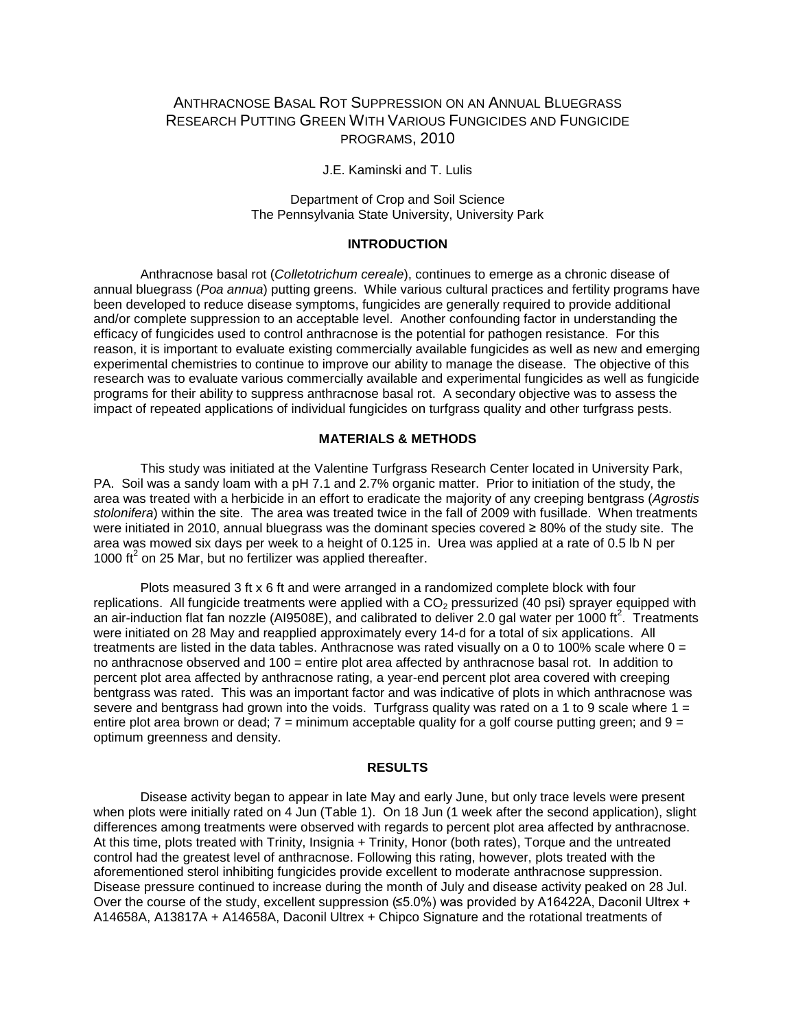# ANTHRACNOSE BASAL ROT SUPPRESSION ON AN ANNUAL BLUEGRASS RESEARCH PUTTING GREEN WITH VARIOUS FUNGICIDES AND FUNGICIDE PROGRAMS, 2010

J.E. Kaminski and T. Lulis

Department of Crop and Soil Science
The Pennsylvania State University, University Park

## INTRODUCTION

Anthracnose basal rot (*Colletotrichum cereale*), continues to emerge as a chronic disease of annual bluegrass (*Poa annua*) putting greens. While various cultural practices and fertility programs have been developed to reduce disease symptoms, fungicides are generally required to provide additional and/or complete suppression to an acceptable level. Another confounding factor in understanding the efficacy of fungicides used to control anthracnose is the potential for pathogen resistance. For this reason, it is important to evaluate existing commercially available fungicides as well as new and emerging experimental chemistries to continue to improve our ability to manage the disease. The objective of this research was to evaluate various commercially available and experimental fungicides as well as fungicide programs for their ability to suppress anthracnose basal rot. A secondary objective was to assess the impact of repeated applications of individual fungicides on turfgrass quality and other turfgrass pests.

## MATERIALS & METHODS

This study was initiated at the Valentine Turfgrass Research Center located in University Park, PA. Soil was a sandy loam with a pH 7.1 and 2.7% organic matter. Prior to initiation of the study, the area was treated with a herbicide in an effort to eradicate the majority of any creeping bentgrass (*Agrostis stolonifera*) within the site. The area was treated twice in the fall of 2009 with fusillade. When treatments were initiated in 2010, annual bluegrass was the dominant species covered ≥ 80% of the study site. The area was mowed six days per week to a height of 0.125 in. Urea was applied at a rate of 0.5 lb N per 1000 $ft^2$ on 25 Mar, but no fertilizer was applied thereafter.

Plots measured 3 ft x 6 ft and were arranged in a randomized complete block with four replications. All fungicide treatments were applied with a $CO_2$ pressurized (40 psi) sprayer equipped with an air-induction flat fan nozzle (AI9508E), and calibrated to deliver 2.0 gal water per 1000 $ft^2$. Treatments were initiated on 28 May and reapplied approximately every 14-d for a total of six applications. All treatments are listed in the data tables. Anthracnose was rated visually on a 0 to 100% scale where 0 = no anthracnose observed and 100 = entire plot area affected by anthracnose basal rot. In addition to percent plot area affected by anthracnose rating, a year-end percent plot area covered with creeping bentgrass was rated. This was an important factor and was indicative of plots in which anthracnose was severe and bentgrass had grown into the voids. Turfgrass quality was rated on a 1 to 9 scale where 1 = entire plot area brown or dead; 7 = minimum acceptable quality for a golf course putting green; and 9 = optimum greenness and density.

## RESULTS

Disease activity began to appear in late May and early June, but only trace levels were present when plots were initially rated on 4 Jun (Table 1). On 18 Jun (1 week after the second application), slight differences among treatments were observed with regards to percent plot area affected by anthracnose. At this time, plots treated with Trinity, Insignia + Trinity, Honor (both rates), Torque and the untreated control had the greatest level of anthracnose. Following this rating, however, plots treated with the aforementioned sterol inhibiting fungicides provide excellent to moderate anthracnose suppression. Disease pressure continued to increase during the month of July and disease activity peaked on 28 Jul. Over the course of the study, excellent suppression (≤5.0%) was provided by A16422A, Daconil Ultrex + A14658A, A13817A + A14658A, Daconil Ultrex + Chipco Signature and the rotational treatments of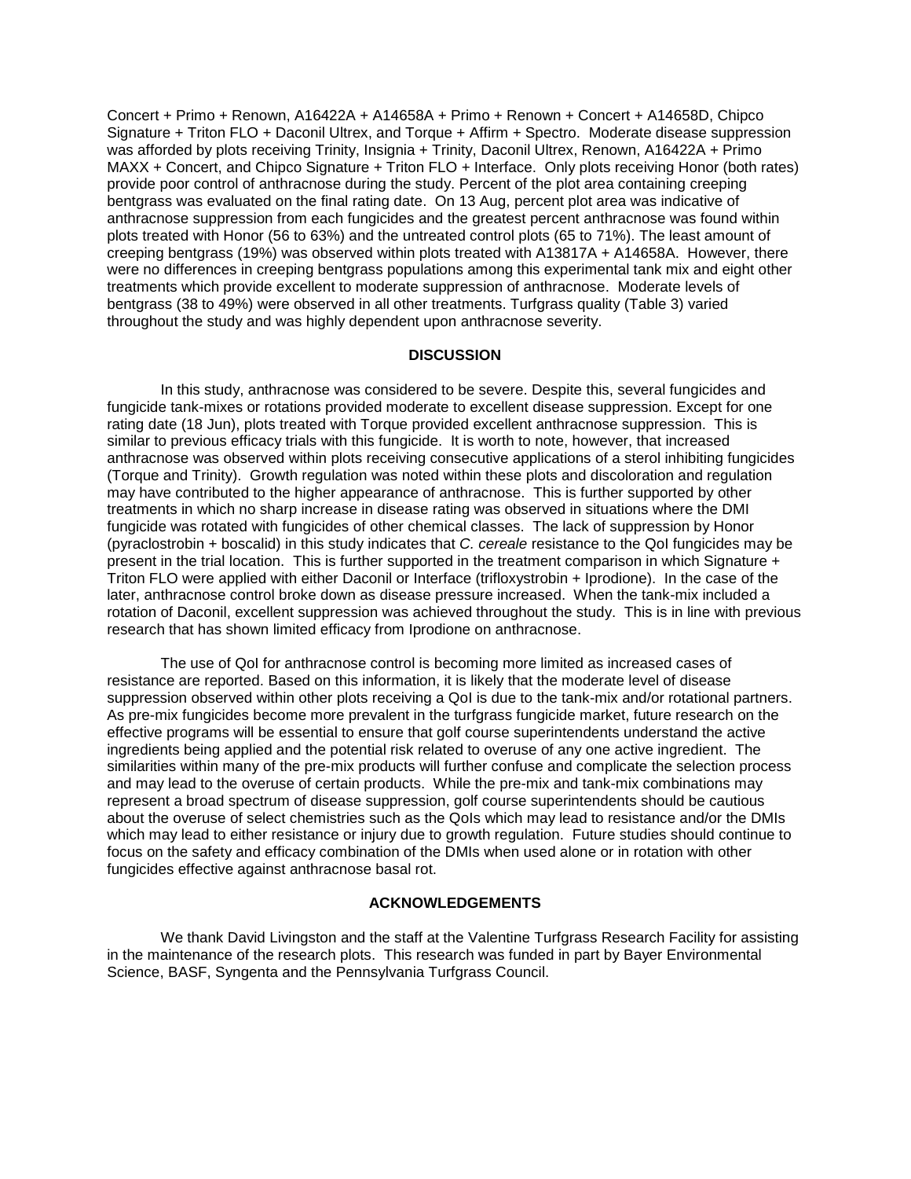Concert + Primo + Renown, A16422A + A14658A + Primo + Renown + Concert + A14658D, Chipco Signature + Triton FLO + Daconil Ultrex, and Torque + Affirm + Spectro. Moderate disease suppression was afforded by plots receiving Trinity, Insignia + Trinity, Daconil Ultrex, Renown, A16422A + Primo MAXX + Concert, and Chipco Signature + Triton FLO + Interface. Only plots receiving Honor (both rates) provide poor control of anthracnose during the study. Percent of the plot area containing creeping bentgrass was evaluated on the final rating date. On 13 Aug, percent plot area was indicative of anthracnose suppression from each fungicides and the greatest percent anthracnose was found within plots treated with Honor (56 to 63%) and the untreated control plots (65 to 71%). The least amount of creeping bentgrass (19%) was observed within plots treated with A13817A + A14658A. However, there were no differences in creeping bentgrass populations among this experimental tank mix and eight other treatments which provide excellent to moderate suppression of anthracnose. Moderate levels of bentgrass (38 to 49%) were observed in all other treatments. Turfgrass quality (Table 3) varied throughout the study and was highly dependent upon anthracnose severity.

## DISCUSSION

In this study, anthracnose was considered to be severe. Despite this, several fungicides and fungicide tank-mixes or rotations provided moderate to excellent disease suppression. Except for one rating date (18 Jun), plots treated with Torque provided excellent anthracnose suppression. This is similar to previous efficacy trials with this fungicide. It is worth to note, however, that increased anthracnose was observed within plots receiving consecutive applications of a sterol inhibiting fungicides (Torque and Trinity). Growth regulation was noted within these plots and discoloration and regulation may have contributed to the higher appearance of anthracnose. This is further supported by other treatments in which no sharp increase in disease rating was observed in situations where the DMI fungicide was rotated with fungicides of other chemical classes. The lack of suppression by Honor (pyraclostrobin + boscalid) in this study indicates that *C. cereale* resistance to the QoI fungicides may be present in the trial location. This is further supported in the treatment comparison in which Signature + Triton FLO were applied with either Daconil or Interface (trifloxystrobin + Iprodione). In the case of the later, anthracnose control broke down as disease pressure increased. When the tank-mix included a rotation of Daconil, excellent suppression was achieved throughout the study. This is in line with previous research that has shown limited efficacy from Iprodione on anthracnose.

The use of QoI for anthracnose control is becoming more limited as increased cases of resistance are reported. Based on this information, it is likely that the moderate level of disease suppression observed within other plots receiving a QoI is due to the tank-mix and/or rotational partners. As pre-mix fungicides become more prevalent in the turfgrass fungicide market, future research on the effective programs will be essential to ensure that golf course superintendents understand the active ingredients being applied and the potential risk related to overuse of any one active ingredient. The similarities within many of the pre-mix products will further confuse and complicate the selection process and may lead to the overuse of certain products. While the pre-mix and tank-mix combinations may represent a broad spectrum of disease suppression, golf course superintendents should be cautious about the overuse of select chemistries such as the QoIs which may lead to resistance and/or the DMIs which may lead to either resistance or injury due to growth regulation. Future studies should continue to focus on the safety and efficacy combination of the DMIs when used alone or in rotation with other fungicides effective against anthracnose basal rot.

## ACKNOWLEDGEMENTS

We thank David Livingston and the staff at the Valentine Turfgrass Research Facility for assisting in the maintenance of the research plots. This research was funded in part by Bayer Environmental Science, BASF, Syngenta and the Pennsylvania Turfgrass Council.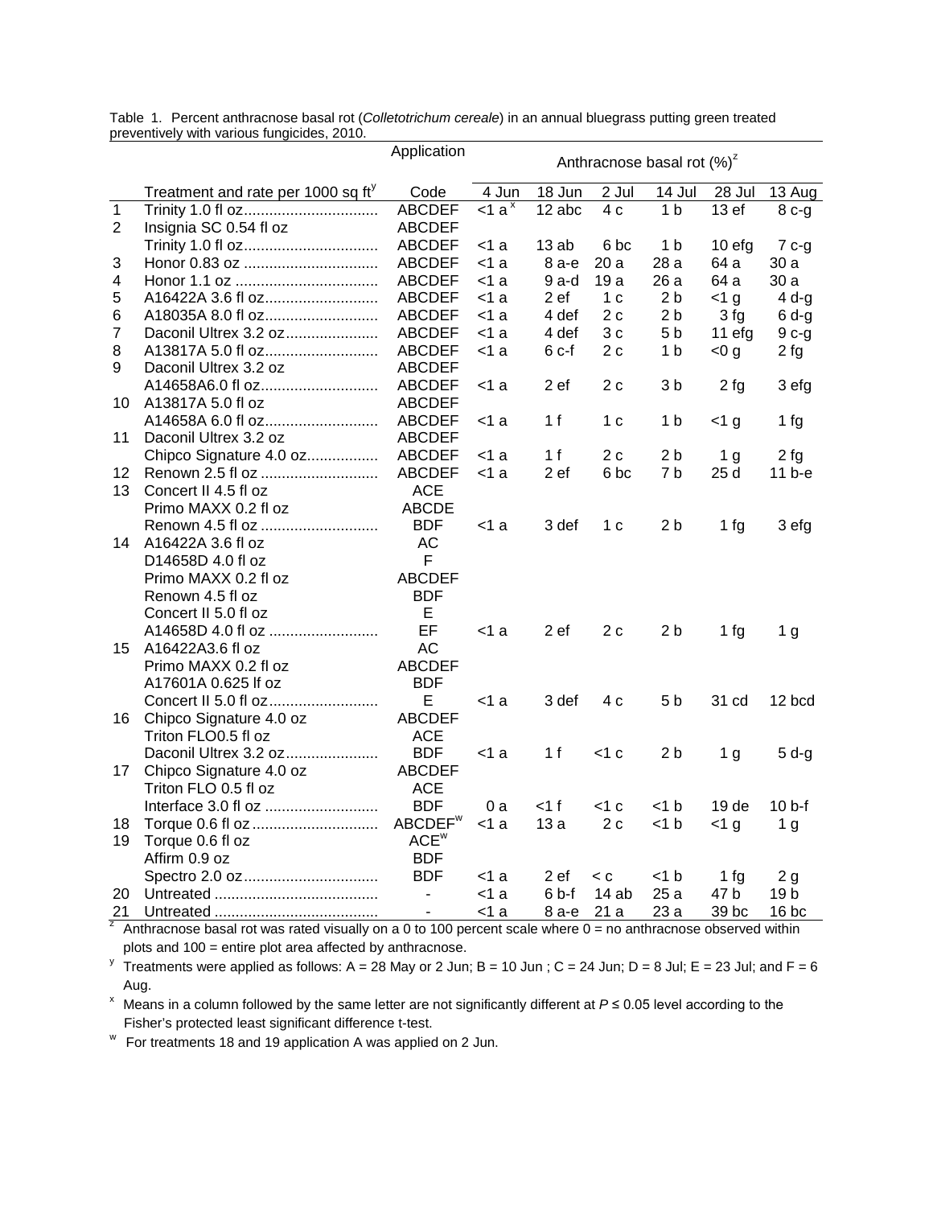Table 1. Percent anthracnose basal rot (*Colletotrichum cereale*) in an annual bluegrass putting green treated preventively with various fungicides, 2010.

| | Treatment and rate per 1000 sq ft[y] | Application Code | Anthracnose basal rot (%)[z] | | | | | |
|---|---|---|---|---|---|---|---|---|
| | | | 4 Jun | 18 Jun | 2 Jul | 14 Jul | 28 Jul | 13 Aug |
| 1 | Trinity 1.0 fl oz................................ | ABCDEF | <1 a[x] | 12 abc | 4 c | 1 b | 13 ef | 8 c-g |
| 2 | Insignia SC 0.54 fl oz | ABCDEF | | | | | | |
| | Trinity 1.0 fl oz................................ | ABCDEF | <1 a | 13 ab | 6 bc | 1 b | 10 efg | 7 c-g |
| 3 | Honor 0.83 oz ................................ | ABCDEF | <1 a | 8 a-e | 20 a | 28 a | 64 a | 30 a |
| 4 | Honor 1.1 oz .................................. | ABCDEF | <1 a | 9 a-d | 19 a | 26 a | 64 a | 30 a |
| 5 | A16422A 3.6 fl oz........................... | ABCDEF | <1 a | 2 ef | 1 c | 2 b | <1 g | 4 d-g |
| 6 | A18035A 8.0 fl oz........................... | ABCDEF | <1 a | 4 def | 2 c | 2 b | 3 fg | 6 d-g |
| 7 | Daconil Ultrex 3.2 oz...................... | ABCDEF | <1 a | 4 def | 3 c | 5 b | 11 efg | 9 c-g |
| 8 | A13817A 5.0 fl oz........................... | ABCDEF | <1 a | 6 c-f | 2 c | 1 b | <0 g | 2 fg |
| 9 | Daconil Ultrex 3.2 oz | ABCDEF | | | | | | |
| | A14658A6.0 fl oz............................ | ABCDEF | <1 a | 2 ef | 2 c | 3 b | 2 fg | 3 efg |
| 10 | A13817A 5.0 fl oz | ABCDEF | | | | | | |
| | A14658A 6.0 fl oz........................... | ABCDEF | <1 a | 1 f | 1 c | 1 b | <1 g | 1 fg |
| 11 | Daconil Ultrex 3.2 oz | ABCDEF | | | | | | |
| | Chipco Signature 4.0 oz................. | ABCDEF | <1 a | 1 f | 2 c | 2 b | 1 g | 2 fg |
| 12 | Renown 2.5 fl oz ............................ | ABCDEF | <1 a | 2 ef | 6 bc | 7 b | 25 d | 11 b-e |
| 13 | Concert II 4.5 fl oz | ACE | | | | | | |
| | Primo MAXX 0.2 fl oz | ABCDE | | | | | | |
| | Renown 4.5 fl oz ............................ | BDF | <1 a | 3 def | 1 c | 2 b | 1 fg | 3 efg |
| 14 | A16422A 3.6 fl oz | AC | | | | | | |
| | D14658D 4.0 fl oz | F | | | | | | |
| | Primo MAXX 0.2 fl oz | ABCDEF | | | | | | |
| | Renown 4.5 fl oz | BDF | | | | | | |
| | Concert II 5.0 fl oz | E | | | | | | |
| | A14658D 4.0 fl oz .......................... | EF | <1 a | 2 ef | 2 c | 2 b | 1 fg | 1 g |
| 15 | A16422A3.6 fl oz | AC | | | | | | |
| | Primo MAXX 0.2 fl oz | ABCDEF | | | | | | |
| | A17601A 0.625 lf oz | BDF | | | | | | |
| | Concert II 5.0 fl oz.......................... | E | <1 a | 3 def | 4 c | 5 b | 31 cd | 12 bcd |
| 16 | Chipco Signature 4.0 oz | ABCDEF | | | | | | |
| | Triton FLO0.5 fl oz | ACE | | | | | | |
| | Daconil Ultrex 3.2 oz...................... | BDF | <1 a | 1 f | <1 c | 2 b | 1 g | 5 d-g |
| 17 | Chipco Signature 4.0 oz | ABCDEF | | | | | | |
| | Triton FLO 0.5 fl oz | ACE | | | | | | |
| | Interface 3.0 fl oz ........................... | BDF | 0 a | <1 f | <1 c | <1 b | 19 de | 10 b-f |
| 18 | Torque 0.6 fl oz .............................. | ABCDEF[w] | <1 a | 13 a | 2 c | <1 b | <1 g | 1 g |
| 19 | Torque 0.6 fl oz | ACE[w] | | | | | | |
| | Affirm 0.9 oz | BDF | | | | | | |
| | Spectro 2.0 oz................................ | BDF | <1 a | 2 ef | < c | <1 b | 1 fg | 2 g |
| 20 | Untreated ....................................... | - | <1 a | 6 b-f | 14 ab | 25 a | 47 b | 19 b |
| 21 | Untreated ....................................... | - | <1 a | 8 a-e | 21 a | 23 a | 39 bc | 16 bc |

[z] Anthracnose basal rot was rated visually on a 0 to 100 percent scale where 0 = no anthracnose observed within plots and 100 = entire plot area affected by anthracnose.

[y] Treatments were applied as follows: A = 28 May or 2 Jun; B = 10 Jun ; C = 24 Jun; D = 8 Jul; E = 23 Jul; and F = 6 Aug.

[x] Means in a column followed by the same letter are not significantly different at $P \leq 0.05$ level according to the Fisher's protected least significant difference t-test.

[w] For treatments 18 and 19 application A was applied on 2 Jun.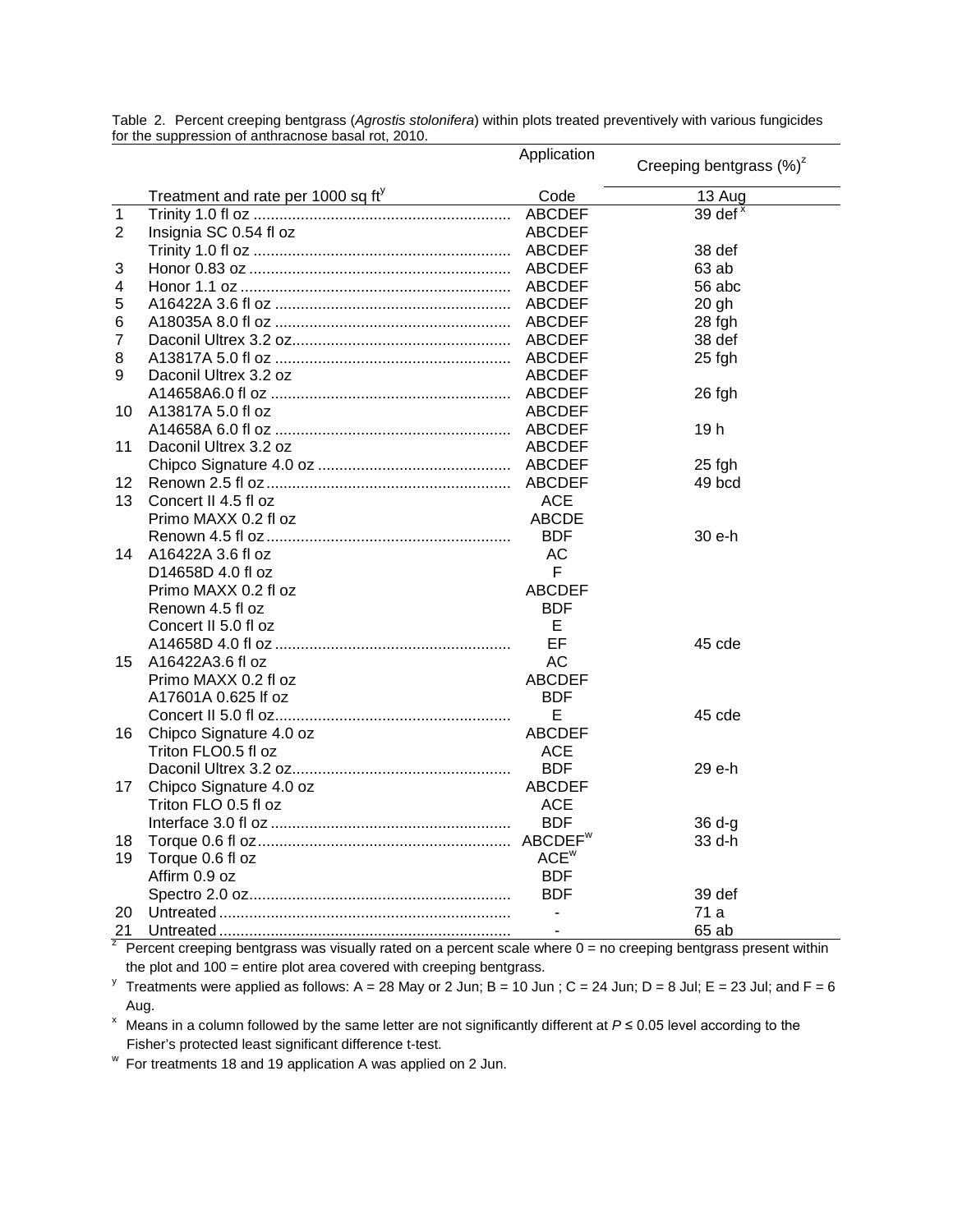Table 2. Percent creeping bentgrass (*Agrostis stolonifera*) within plots treated preventively with various fungicides for the suppression of anthracnose basal rot, 2010.

| | Treatment and rate per 1000 sq ft[y] | Application Code | Creeping bentgrass (%)[z] 13 Aug |
|---|---|---|---|
| 1 | Trinity 1.0 fl oz | ABCDEF | 39 def [x] |
| 2 | Insignia SC 0.54 fl oz | ABCDEF | |
| | Trinity 1.0 fl oz | ABCDEF | 38 def |
| 3 | Honor 0.83 oz | ABCDEF | 63 ab |
| 4 | Honor 1.1 oz | ABCDEF | 56 abc |
| 5 | A16422A 3.6 fl oz | ABCDEF | 20 gh |
| 6 | A18035A 8.0 fl oz | ABCDEF | 28 fgh |
| 7 | Daconil Ultrex 3.2 oz | ABCDEF | 38 def |
| 8 | A13817A 5.0 fl oz | ABCDEF | 25 fgh |
| 9 | Daconil Ultrex 3.2 oz | ABCDEF | |
| | A14658A6.0 fl oz | ABCDEF | 26 fgh |
| 10 | A13817A 5.0 fl oz | ABCDEF | |
| | A14658A 6.0 fl oz | ABCDEF | 19 h |
| 11 | Daconil Ultrex 3.2 oz | ABCDEF | |
| | Chipco Signature 4.0 oz | ABCDEF | 25 fgh |
| 12 | Renown 2.5 fl oz | ABCDEF | 49 bcd |
| 13 | Concert II 4.5 fl oz | ACE | |
| | Primo MAXX 0.2 fl oz | ABCDE | |
| | Renown 4.5 fl oz | BDF | 30 e-h |
| 14 | A16422A 3.6 fl oz | AC | |
| | D14658D 4.0 fl oz | F | |
| | Primo MAXX 0.2 fl oz | ABCDEF | |
| | Renown 4.5 fl oz | BDF | |
| | Concert II 5.0 fl oz | E | |
| | A14658D 4.0 fl oz | EF | 45 cde |
| 15 | A16422A3.6 fl oz | AC | |
| | Primo MAXX 0.2 fl oz | ABCDEF | |
| | A17601A 0.625 lf oz | BDF | |
| | Concert II 5.0 fl oz | E | 45 cde |
| 16 | Chipco Signature 4.0 oz | ABCDEF | |
| | Triton FLO0.5 fl oz | ACE | |
| | Daconil Ultrex 3.2 oz | BDF | 29 e-h |
| 17 | Chipco Signature 4.0 oz | ABCDEF | |
| | Triton FLO 0.5 fl oz | ACE | |
| | Interface 3.0 fl oz | BDF | 36 d-g |
| 18 | Torque 0.6 fl oz | ABCDEF[w] | 33 d-h |
| 19 | Torque 0.6 fl oz | ACE[w] | |
| | Affirm 0.9 oz | BDF | |
| | Spectro 2.0 oz | BDF | 39 def |
| 20 | Untreated | - | 71 a |
| 21 | Untreated | - | 65 ab |

[z] Percent creeping bentgrass was visually rated on a percent scale where 0 = no creeping bentgrass present within the plot and 100 = entire plot area covered with creeping bentgrass.

[y] Treatments were applied as follows: A = 28 May or 2 Jun; B = 10 Jun ; C = 24 Jun; D = 8 Jul; E = 23 Jul; and F = 6 Aug.

[x] Means in a column followed by the same letter are not significantly different at $P \leq 0.05$ level according to the Fisher's protected least significant difference t-test.

[w] For treatments 18 and 19 application A was applied on 2 Jun.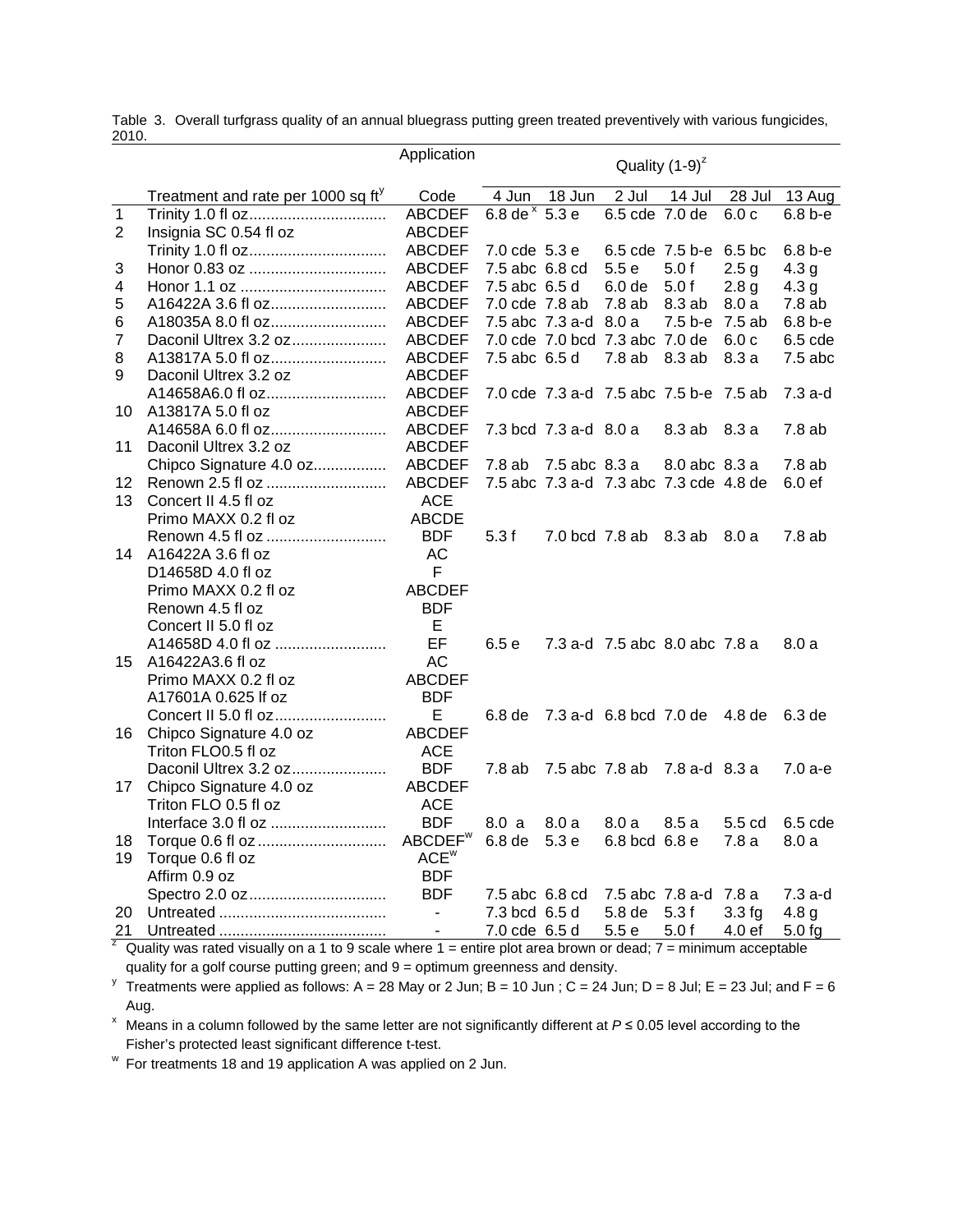Table 3. Overall turfgrass quality of an annual bluegrass putting green treated preventively with various fungicides, 2010.

| | Treatment and rate per 1000 sq ft[y] | Application Code | Quality (1-9)[z] | | | | | |
|---|---|---|---|---|---|---|---|---|
| | | | 4 Jun | 18 Jun | 2 Jul | 14 Jul | 28 Jul | 13 Aug |
| 1 | Trinity 1.0 fl oz................................ | ABCDEF | 6.8 de [x] | 5.3 e | 6.5 cde | 7.0 de | 6.0 c | 6.8 b-e |
| 2 | Insignia SC 0.54 fl oz | ABCDEF | | | | | | |
| | Trinity 1.0 fl oz................................ | ABCDEF | 7.0 cde | 5.3 e | 6.5 cde | 7.5 b-e | 6.5 bc | 6.8 b-e |
| 3 | Honor 0.83 oz ................................ | ABCDEF | 7.5 abc | 6.8 cd | 5.5 e | 5.0 f | 2.5 g | 4.3 g |
| 4 | Honor 1.1 oz .................................. | ABCDEF | 7.5 abc | 6.5 d | 6.0 de | 5.0 f | 2.8 g | 4.3 g |
| 5 | A16422A 3.6 fl oz........................... | ABCDEF | 7.0 cde | 7.8 ab | 7.8 ab | 8.3 ab | 8.0 a | 7.8 ab |
| 6 | A18035A 8.0 fl oz........................... | ABCDEF | 7.5 abc | 7.3 a-d | 8.0 a | 7.5 b-e | 7.5 ab | 6.8 b-e |
| 7 | Daconil Ultrex 3.2 oz...................... | ABCDEF | 7.0 cde | 7.0 bcd | 7.3 abc | 7.0 de | 6.0 c | 6.5 cde |
| 8 | A13817A 5.0 fl oz........................... | ABCDEF | 7.5 abc | 6.5 d | 7.8 ab | 8.3 ab | 8.3 a | 7.5 abc |
| 9 | Daconil Ultrex 3.2 oz | ABCDEF | | | | | | |
| | A14658A6.0 fl oz............................ | ABCDEF | 7.0 cde | 7.3 a-d | 7.5 abc | 7.5 b-e | 7.5 ab | 7.3 a-d |
| 10 | A13817A 5.0 fl oz | ABCDEF | | | | | | |
| | A14658A 6.0 fl oz........................... | ABCDEF | 7.3 bcd | 7.3 a-d | 8.0 a | 8.3 ab | 8.3 a | 7.8 ab |
| 11 | Daconil Ultrex 3.2 oz | ABCDEF | | | | | | |
| | Chipco Signature 4.0 oz................. | ABCDEF | 7.8 ab | 7.5 abc | 8.3 a | 8.0 abc | 8.3 a | 7.8 ab |
| 12 | Renown 2.5 fl oz ............................ | ABCDEF | 7.5 abc | 7.3 a-d | 7.3 abc | 7.3 cde | 4.8 de | 6.0 ef |
| 13 | Concert II 4.5 fl oz | ACE | | | | | | |
| | Primo MAXX 0.2 fl oz | ABCDE | | | | | | |
| | Renown 4.5 fl oz ............................ | BDF | 5.3 f | 7.0 bcd | 7.8 ab | 8.3 ab | 8.0 a | 7.8 ab |
| 14 | A16422A 3.6 fl oz | AC | | | | | | |
| | D14658D 4.0 fl oz | F | | | | | | |
| | Primo MAXX 0.2 fl oz | ABCDEF | | | | | | |
| | Renown 4.5 fl oz | BDF | | | | | | |
| | Concert II 5.0 fl oz | E | | | | | | |
| | A14658D 4.0 fl oz .......................... | EF | 6.5 e | 7.3 a-d | 7.5 abc | 8.0 abc | 7.8 a | 8.0 a |
| 15 | A16422A3.6 fl oz | AC | | | | | | |
| | Primo MAXX 0.2 fl oz | ABCDEF | | | | | | |
| | A17601A 0.625 lf oz | BDF | | | | | | |
| | Concert II 5.0 fl oz.......................... | E | 6.8 de | 7.3 a-d | 6.8 bcd | 7.0 de | 4.8 de | 6.3 de |
| 16 | Chipco Signature 4.0 oz | ABCDEF | | | | | | |
| | Triton FLO0.5 fl oz | ACE | | | | | | |
| | Daconil Ultrex 3.2 oz...................... | BDF | 7.8 ab | 7.5 abc | 7.8 ab | 7.8 a-d | 8.3 a | 7.0 a-e |
| 17 | Chipco Signature 4.0 oz | ABCDEF | | | | | | |
| | Triton FLO 0.5 fl oz | ACE | | | | | | |
| | Interface 3.0 fl oz ........................... | BDF | 8.0 a | 8.0 a | 8.0 a | 8.5 a | 5.5 cd | 6.5 cde |
| 18 | Torque 0.6 fl oz .............................. | ABCDEF[w] | 6.8 de | 5.3 e | 6.8 bcd | 6.8 e | 7.8 a | 8.0 a |
| 19 | Torque 0.6 fl oz | ACE[w] | | | | | | |
| | Affirm 0.9 oz | BDF | | | | | | |
| | Spectro 2.0 oz................................ | BDF | 7.5 abc | 6.8 cd | 7.5 abc | 7.8 a-d | 7.8 a | 7.3 a-d |
| 20 | Untreated ....................................... | - | 7.3 bcd | 6.5 d | 5.8 de | 5.3 f | 3.3 fg | 4.8 g |
| 21 | Untreated ....................................... | - | 7.0 cde | 6.5 d | 5.5 e | 5.0 f | 4.0 ef | 5.0 fg |

[z] Quality was rated visually on a 1 to 9 scale where 1 = entire plot area brown or dead; 7 = minimum acceptable quality for a golf course putting green; and 9 = optimum greenness and density.

[y] Treatments were applied as follows: A = 28 May or 2 Jun; B = 10 Jun ; C = 24 Jun; D = 8 Jul; E = 23 Jul; and F = 6 Aug.

[x] Means in a column followed by the same letter are not significantly different at $P \leq 0.05$ level according to the Fisher's protected least significant difference t-test.

[w] For treatments 18 and 19 application A was applied on 2 Jun.